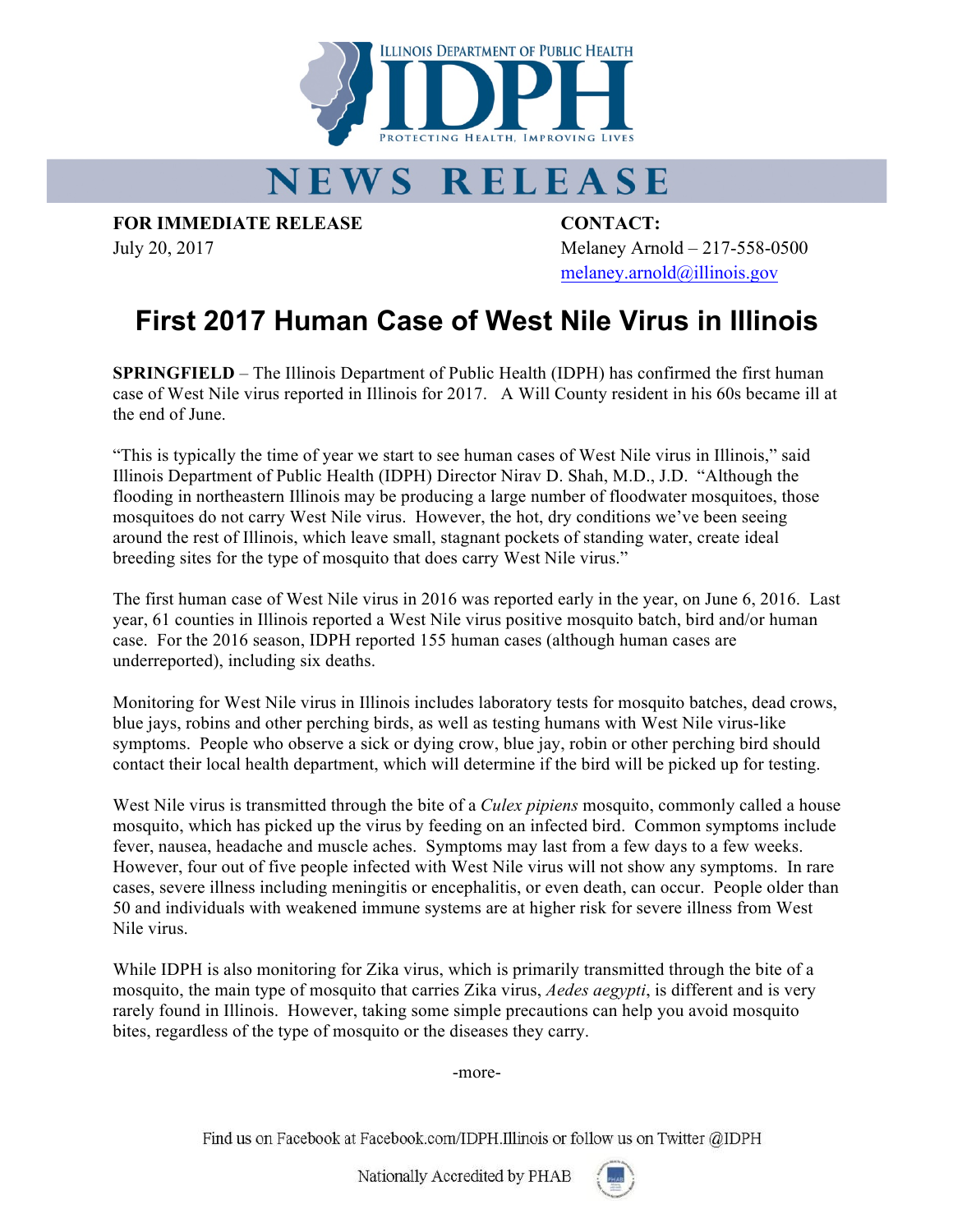ILLINOIS DEPARTMENT OF PUBLIC HEALTH

IDPH

PROTECTING HEALTH, IMPROVING LIVES

# NEWS RELEASE

**FOR IMMEDIATE RELEASE**
July 20, 2017

**CONTACT:**
Melaney Arnold – 217-558-0500
melaney.arnold@illinois.gov

# First 2017 Human Case of West Nile Virus in Illinois

**SPRINGFIELD** – The Illinois Department of Public Health (IDPH) has confirmed the first human case of West Nile virus reported in Illinois for 2017. A Will County resident in his 60s became ill at the end of June.

"This is typically the time of year we start to see human cases of West Nile virus in Illinois," said Illinois Department of Public Health (IDPH) Director Nirav D. Shah, M.D., J.D. "Although the flooding in northeastern Illinois may be producing a large number of floodwater mosquitoes, those mosquitoes do not carry West Nile virus. However, the hot, dry conditions we've been seeing around the rest of Illinois, which leave small, stagnant pockets of standing water, create ideal breeding sites for the type of mosquito that does carry West Nile virus."

The first human case of West Nile virus in 2016 was reported early in the year, on June 6, 2016. Last year, 61 counties in Illinois reported a West Nile virus positive mosquito batch, bird and/or human case. For the 2016 season, IDPH reported 155 human cases (although human cases are underreported), including six deaths.

Monitoring for West Nile virus in Illinois includes laboratory tests for mosquito batches, dead crows, blue jays, robins and other perching birds, as well as testing humans with West Nile virus-like symptoms. People who observe a sick or dying crow, blue jay, robin or other perching bird should contact their local health department, which will determine if the bird will be picked up for testing.

West Nile virus is transmitted through the bite of a *Culex pipiens* mosquito, commonly called a house mosquito, which has picked up the virus by feeding on an infected bird. Common symptoms include fever, nausea, headache and muscle aches. Symptoms may last from a few days to a few weeks. However, four out of five people infected with West Nile virus will not show any symptoms. In rare cases, severe illness including meningitis or encephalitis, or even death, can occur. People older than 50 and individuals with weakened immune systems are at higher risk for severe illness from West Nile virus.

While IDPH is also monitoring for Zika virus, which is primarily transmitted through the bite of a mosquito, the main type of mosquito that carries Zika virus, *Aedes aegypti*, is different and is very rarely found in Illinois. However, taking some simple precautions can help you avoid mosquito bites, regardless of the type of mosquito or the diseases they carry.

-more-

Find us on Facebook at Facebook.com/IDPH.Illinois or follow us on Twitter @IDPH

Nationally Accredited by PHAB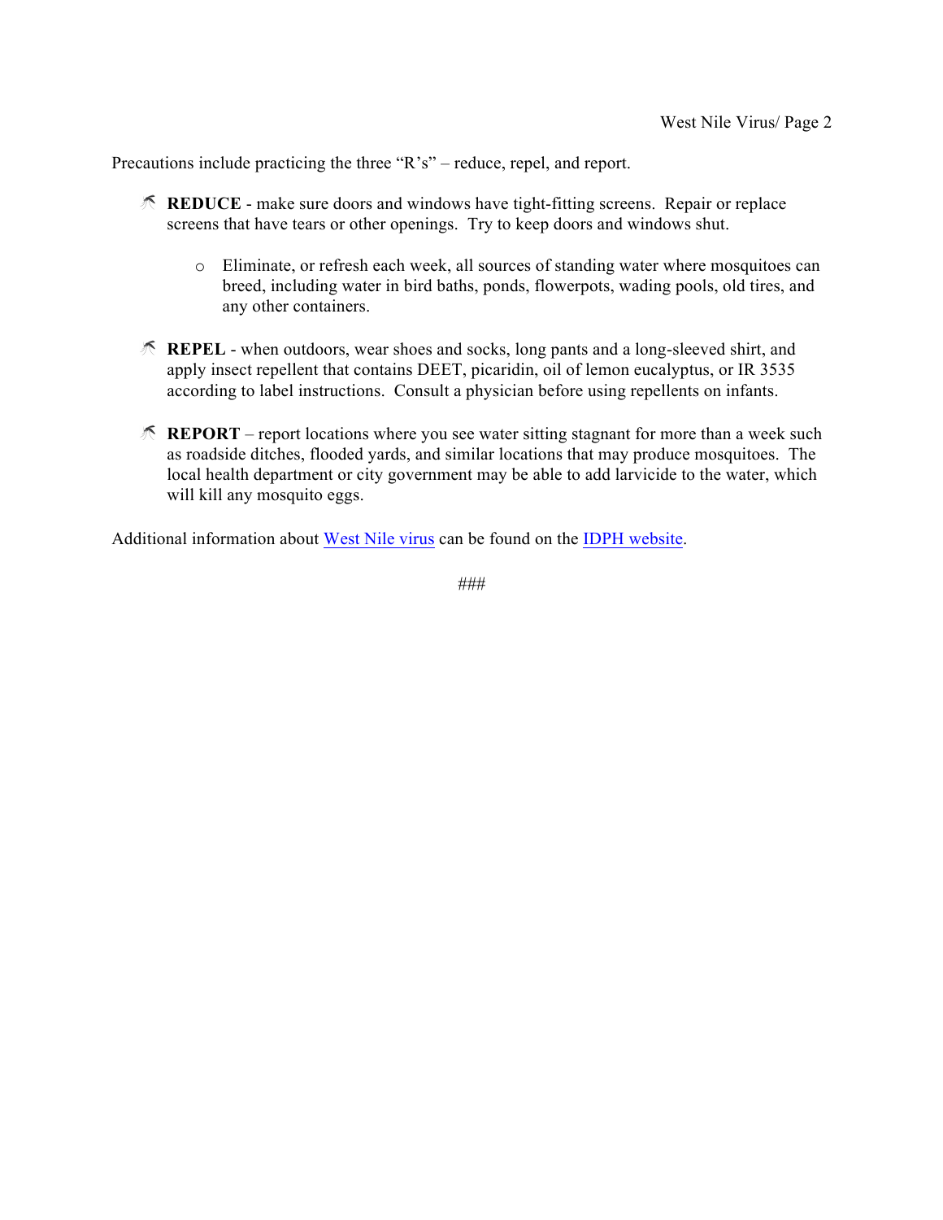Precautions include practicing the three "R's" – reduce, repel, and report.

- **REDUCE** - make sure doors and windows have tight-fitting screens. Repair or replace screens that have tears or other openings. Try to keep doors and windows shut.
  - Eliminate, or refresh each week, all sources of standing water where mosquitoes can breed, including water in bird baths, ponds, flowerpots, wading pools, old tires, and any other containers.
- **REPEL** - when outdoors, wear shoes and socks, long pants and a long-sleeved shirt, and apply insect repellent that contains DEET, picaridin, oil of lemon eucalyptus, or IR 3535 according to label instructions. Consult a physician before using repellents on infants.
- **REPORT** – report locations where you see water sitting stagnant for more than a week such as roadside ditches, flooded yards, and similar locations that may produce mosquitoes. The local health department or city government may be able to add larvicide to the water, which will kill any mosquito eggs.

Additional information about West Nile virus can be found on the IDPH website.

###